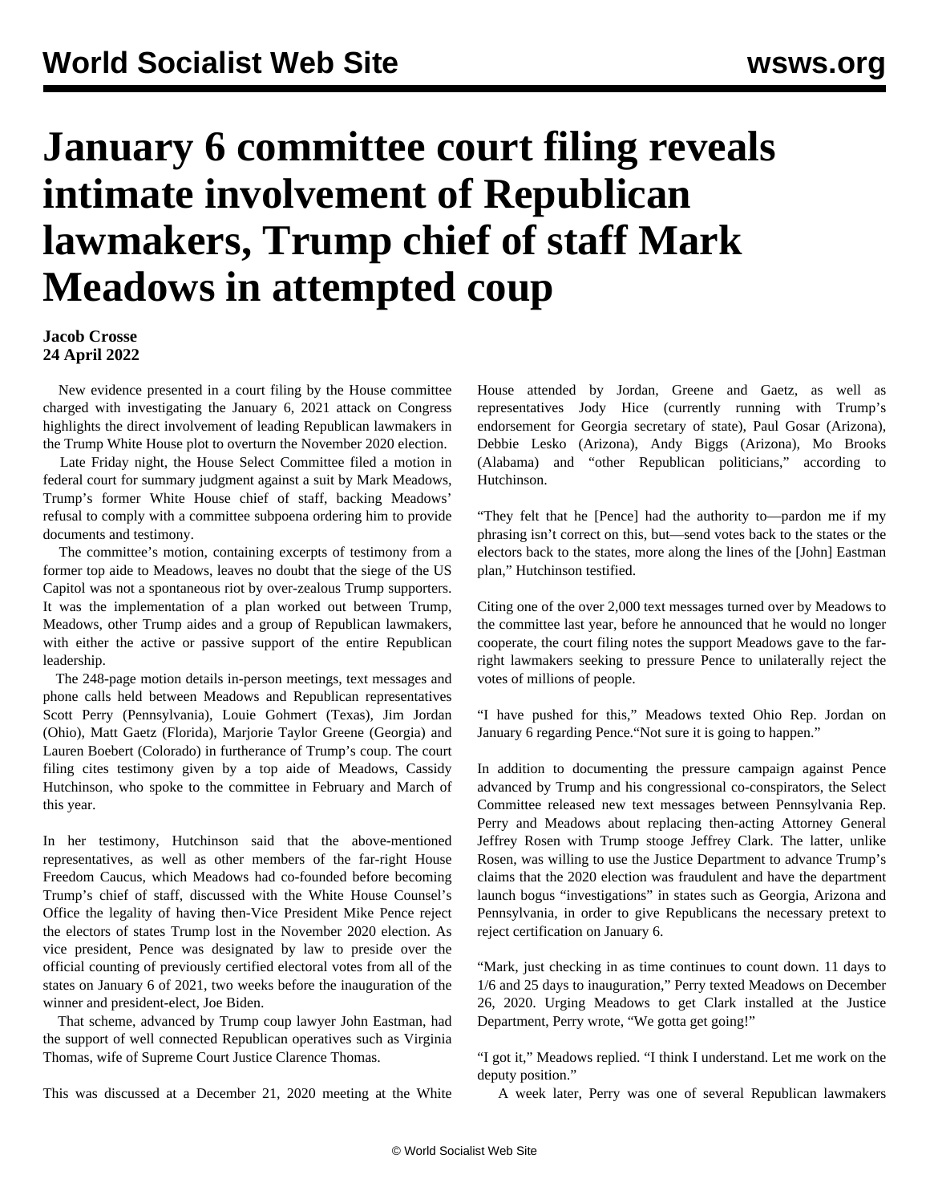# January 6 committee court filing reveals intimate involvement of Republican lawmakers, Trump chief of staff Mark Meadows in attempted coup

**Jacob Crosse**
**24 April 2022**

New evidence presented in a court filing by the House committee charged with investigating the January 6, 2021 attack on Congress highlights the direct involvement of leading Republican lawmakers in the Trump White House plot to overturn the November 2020 election.

Late Friday night, the House Select Committee filed a motion in federal court for summary judgment against a suit by Mark Meadows, Trump's former White House chief of staff, backing Meadows' refusal to comply with a committee subpoena ordering him to provide documents and testimony.

The committee's motion, containing excerpts of testimony from a former top aide to Meadows, leaves no doubt that the siege of the US Capitol was not a spontaneous riot by over-zealous Trump supporters. It was the implementation of a plan worked out between Trump, Meadows, other Trump aides and a group of Republican lawmakers, with either the active or passive support of the entire Republican leadership.

The 248-page motion details in-person meetings, text messages and phone calls held between Meadows and Republican representatives Scott Perry (Pennsylvania), Louie Gohmert (Texas), Jim Jordan (Ohio), Matt Gaetz (Florida), Marjorie Taylor Greene (Georgia) and Lauren Boebert (Colorado) in furtherance of Trump's coup. The court filing cites testimony given by a top aide of Meadows, Cassidy Hutchinson, who spoke to the committee in February and March of this year.

In her testimony, Hutchinson said that the above-mentioned representatives, as well as other members of the far-right House Freedom Caucus, which Meadows had co-founded before becoming Trump's chief of staff, discussed with the White House Counsel's Office the legality of having then-Vice President Mike Pence reject the electors of states Trump lost in the November 2020 election. As vice president, Pence was designated by law to preside over the official counting of previously certified electoral votes from all of the states on January 6 of 2021, two weeks before the inauguration of the winner and president-elect, Joe Biden.

That scheme, advanced by Trump coup lawyer John Eastman, had the support of well connected Republican operatives such as Virginia Thomas, wife of Supreme Court Justice Clarence Thomas.

This was discussed at a December 21, 2020 meeting at the White House attended by Jordan, Greene and Gaetz, as well as representatives Jody Hice (currently running with Trump's endorsement for Georgia secretary of state), Paul Gosar (Arizona), Debbie Lesko (Arizona), Andy Biggs (Arizona), Mo Brooks (Alabama) and "other Republican politicians," according to Hutchinson.

"They felt that he [Pence] had the authority to—pardon me if my phrasing isn't correct on this, but—send votes back to the states or the electors back to the states, more along the lines of the [John] Eastman plan," Hutchinson testified.

Citing one of the over 2,000 text messages turned over by Meadows to the committee last year, before he announced that he would no longer cooperate, the court filing notes the support Meadows gave to the far-right lawmakers seeking to pressure Pence to unilaterally reject the votes of millions of people.

"I have pushed for this," Meadows texted Ohio Rep. Jordan on January 6 regarding Pence."Not sure it is going to happen."

In addition to documenting the pressure campaign against Pence advanced by Trump and his congressional co-conspirators, the Select Committee released new text messages between Pennsylvania Rep. Perry and Meadows about replacing then-acting Attorney General Jeffrey Rosen with Trump stooge Jeffrey Clark. The latter, unlike Rosen, was willing to use the Justice Department to advance Trump's claims that the 2020 election was fraudulent and have the department launch bogus "investigations" in states such as Georgia, Arizona and Pennsylvania, in order to give Republicans the necessary pretext to reject certification on January 6.

"Mark, just checking in as time continues to count down. 11 days to 1/6 and 25 days to inauguration," Perry texted Meadows on December 26, 2020. Urging Meadows to get Clark installed at the Justice Department, Perry wrote, "We gotta get going!"

"I got it," Meadows replied. "I think I understand. Let me work on the deputy position."

A week later, Perry was one of several Republican lawmakers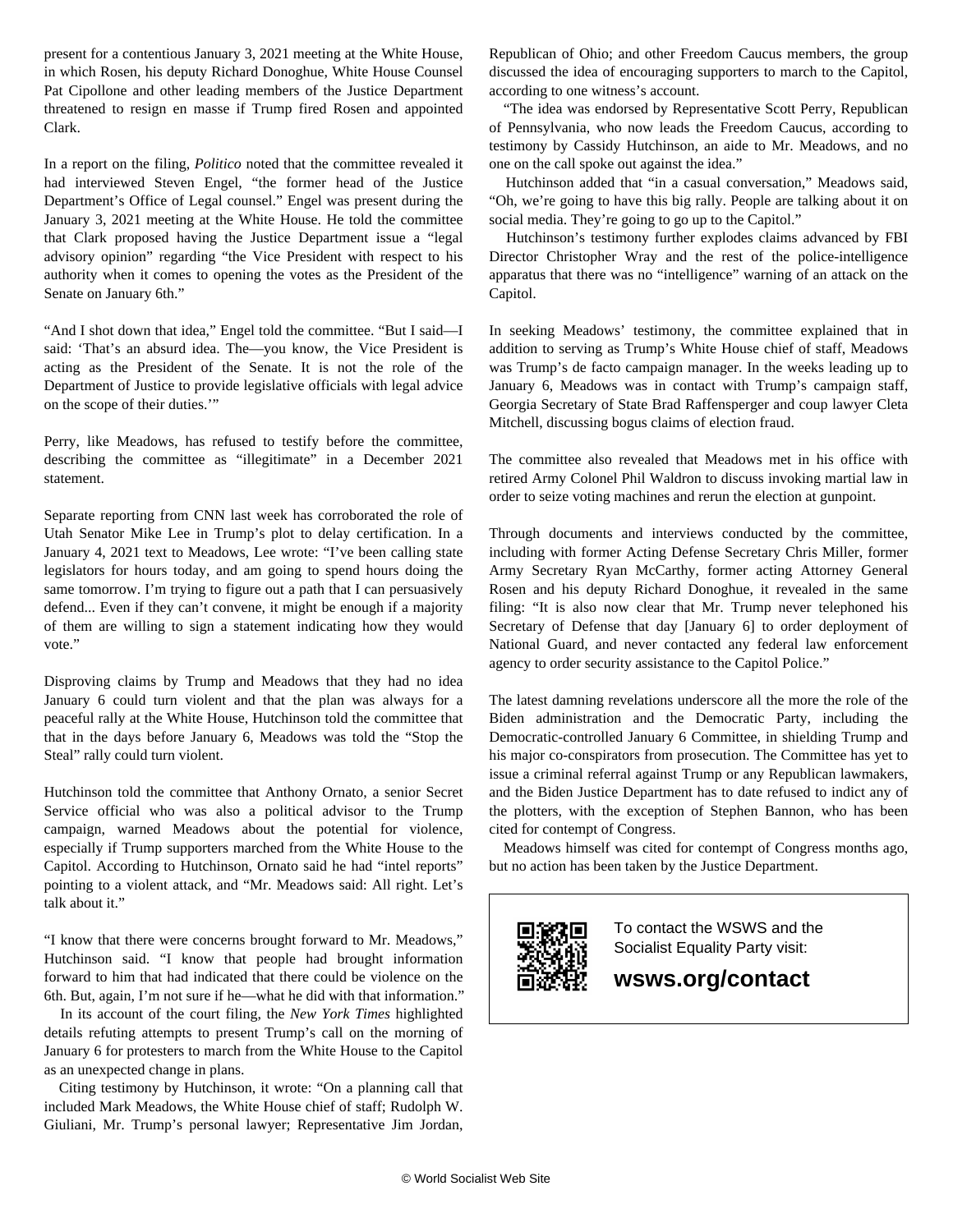present for a contentious January 3, 2021 meeting at the White House, in which Rosen, his deputy Richard Donoghue, White House Counsel Pat Cipollone and other leading members of the Justice Department threatened to resign en masse if Trump fired Rosen and appointed Clark.

In a report on the filing, *Politico* noted that the committee revealed it had interviewed Steven Engel, "the former head of the Justice Department's Office of Legal counsel." Engel was present during the January 3, 2021 meeting at the White House. He told the committee that Clark proposed having the Justice Department issue a "legal advisory opinion" regarding "the Vice President with respect to his authority when it comes to opening the votes as the President of the Senate on January 6th."

"And I shot down that idea," Engel told the committee. "But I said—I said: 'That's an absurd idea. The—you know, the Vice President is acting as the President of the Senate. It is not the role of the Department of Justice to provide legislative officials with legal advice on the scope of their duties.'"

Perry, like Meadows, has refused to testify before the committee, describing the committee as "illegitimate" in a December 2021 statement.

Separate reporting from CNN last week has corroborated the role of Utah Senator Mike Lee in Trump's plot to delay certification. In a January 4, 2021 text to Meadows, Lee wrote: "I've been calling state legislators for hours today, and am going to spend hours doing the same tomorrow. I'm trying to figure out a path that I can persuasively defend... Even if they can't convene, it might be enough if a majority of them are willing to sign a statement indicating how they would vote."

Disproving claims by Trump and Meadows that they had no idea January 6 could turn violent and that the plan was always for a peaceful rally at the White House, Hutchinson told the committee that that in the days before January 6, Meadows was told the "Stop the Steal" rally could turn violent.

Hutchinson told the committee that Anthony Ornato, a senior Secret Service official who was also a political advisor to the Trump campaign, warned Meadows about the potential for violence, especially if Trump supporters marched from the White House to the Capitol. According to Hutchinson, Ornato said he had "intel reports" pointing to a violent attack, and "Mr. Meadows said: All right. Let's talk about it."

"I know that there were concerns brought forward to Mr. Meadows," Hutchinson said. "I know that people had brought information forward to him that had indicated that there could be violence on the 6th. But, again, I'm not sure if he—what he did with that information."

In its account of the court filing, the *New York Times* highlighted details refuting attempts to present Trump's call on the morning of January 6 for protesters to march from the White House to the Capitol as an unexpected change in plans.

Citing testimony by Hutchinson, it wrote: "On a planning call that included Mark Meadows, the White House chief of staff; Rudolph W. Giuliani, Mr. Trump's personal lawyer; Representative Jim Jordan, Republican of Ohio; and other Freedom Caucus members, the group discussed the idea of encouraging supporters to march to the Capitol, according to one witness's account.

"The idea was endorsed by Representative Scott Perry, Republican of Pennsylvania, who now leads the Freedom Caucus, according to testimony by Cassidy Hutchinson, an aide to Mr. Meadows, and no one on the call spoke out against the idea."

Hutchinson added that "in a casual conversation," Meadows said, "Oh, we're going to have this big rally. People are talking about it on social media. They're going to go up to the Capitol."

Hutchinson's testimony further explodes claims advanced by FBI Director Christopher Wray and the rest of the police-intelligence apparatus that there was no "intelligence" warning of an attack on the Capitol.

In seeking Meadows' testimony, the committee explained that in addition to serving as Trump's White House chief of staff, Meadows was Trump's de facto campaign manager. In the weeks leading up to January 6, Meadows was in contact with Trump's campaign staff, Georgia Secretary of State Brad Raffensperger and coup lawyer Cleta Mitchell, discussing bogus claims of election fraud.

The committee also revealed that Meadows met in his office with retired Army Colonel Phil Waldron to discuss invoking martial law in order to seize voting machines and rerun the election at gunpoint.

Through documents and interviews conducted by the committee, including with former Acting Defense Secretary Chris Miller, former Army Secretary Ryan McCarthy, former acting Attorney General Rosen and his deputy Richard Donoghue, it revealed in the same filing: "It is also now clear that Mr. Trump never telephoned his Secretary of Defense that day [January 6] to order deployment of National Guard, and never contacted any federal law enforcement agency to order security assistance to the Capitol Police."

The latest damning revelations underscore all the more the role of the Biden administration and the Democratic Party, including the Democratic-controlled January 6 Committee, in shielding Trump and his major co-conspirators from prosecution. The Committee has yet to issue a criminal referral against Trump or any Republican lawmakers, and the Biden Justice Department has to date refused to indict any of the plotters, with the exception of Stephen Bannon, who has been cited for contempt of Congress.

Meadows himself was cited for contempt of Congress months ago, but no action has been taken by the Justice Department.

To contact the WSWS and the Socialist Equality Party visit:

**wsws.org/contact**